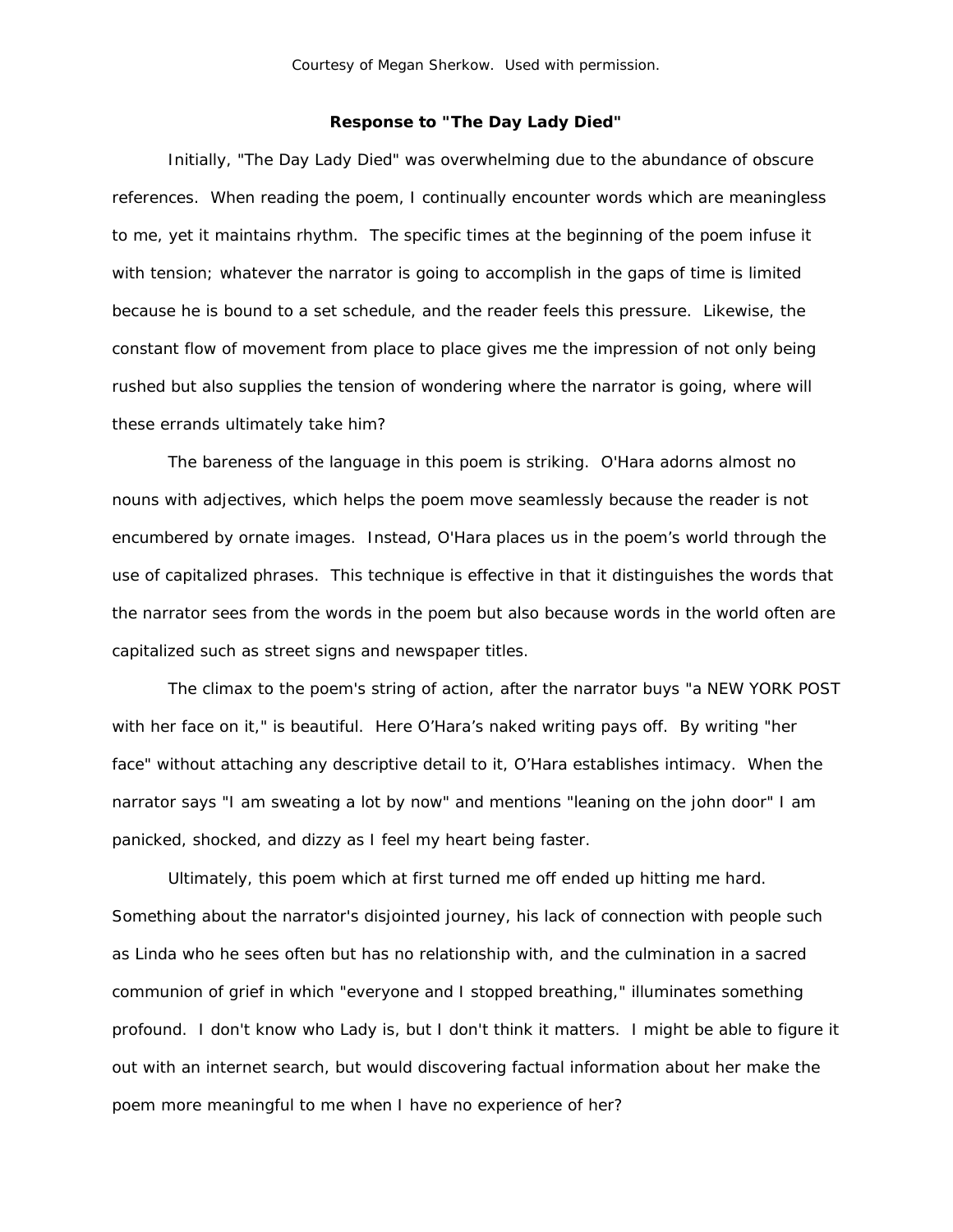Courtesy of Megan Sherkow. Used with permission.

**Response to "The Day Lady Died"**

Initially, "The Day Lady Died" was overwhelming due to the abundance of obscure references. When reading the poem, I continually encounter words which are meaningless to me, yet it maintains rhythm. The specific times at the beginning of the poem infuse it with tension; whatever the narrator is going to accomplish in the gaps of time is limited because he is bound to a set schedule, and the reader feels this pressure. Likewise, the constant flow of movement from place to place gives me the impression of not only being rushed but also supplies the tension of wondering where the narrator is going, where will these errands ultimately take him?

The bareness of the language in this poem is striking. O'Hara adorns almost no nouns with adjectives, which helps the poem move seamlessly because the reader is not encumbered by ornate images. Instead, O'Hara places us in the poem's world through the use of capitalized phrases. This technique is effective in that it distinguishes the words that the narrator sees from the words in the poem but also because words in the world often are capitalized such as street signs and newspaper titles.

The climax to the poem's string of action, after the narrator buys "a NEW YORK POST with her face on it," is beautiful. Here O'Hara's naked writing pays off. By writing "her face" without attaching any descriptive detail to it, O'Hara establishes intimacy. When the narrator says "I am sweating a lot by now" and mentions "leaning on the john door" I am panicked, shocked, and dizzy as I feel my heart being faster.

Ultimately, this poem which at first turned me off ended up hitting me hard. Something about the narrator's disjointed journey, his lack of connection with people such as Linda who he sees often but has no relationship with, and the culmination in a sacred communion of grief in which "everyone and I stopped breathing," illuminates something profound. I don't know who Lady is, but I don't think it matters. I might be able to figure it out with an internet search, but would discovering factual information about her make the poem more meaningful to me when I have no experience of her?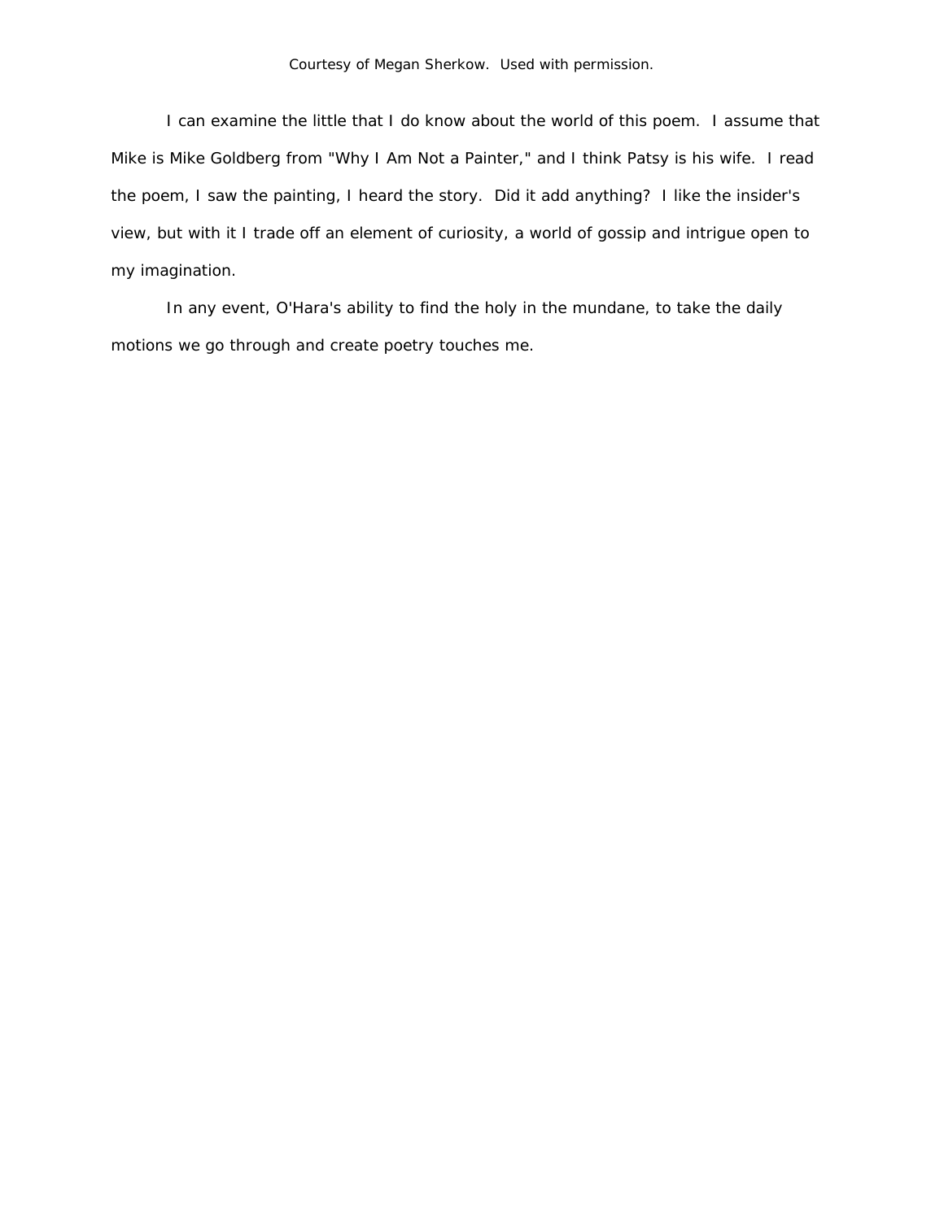I can examine the little that I do know about the world of this poem. I assume that Mike is Mike Goldberg from "Why I Am Not a Painter," and I think Patsy is his wife. I read the poem, I saw the painting, I heard the story. Did it add anything? I like the insider's view, but with it I trade off an element of curiosity, a world of gossip and intrigue open to my imagination.

In any event, O'Hara's ability to find the holy in the mundane, to take the daily motions we go through and create poetry touches me.